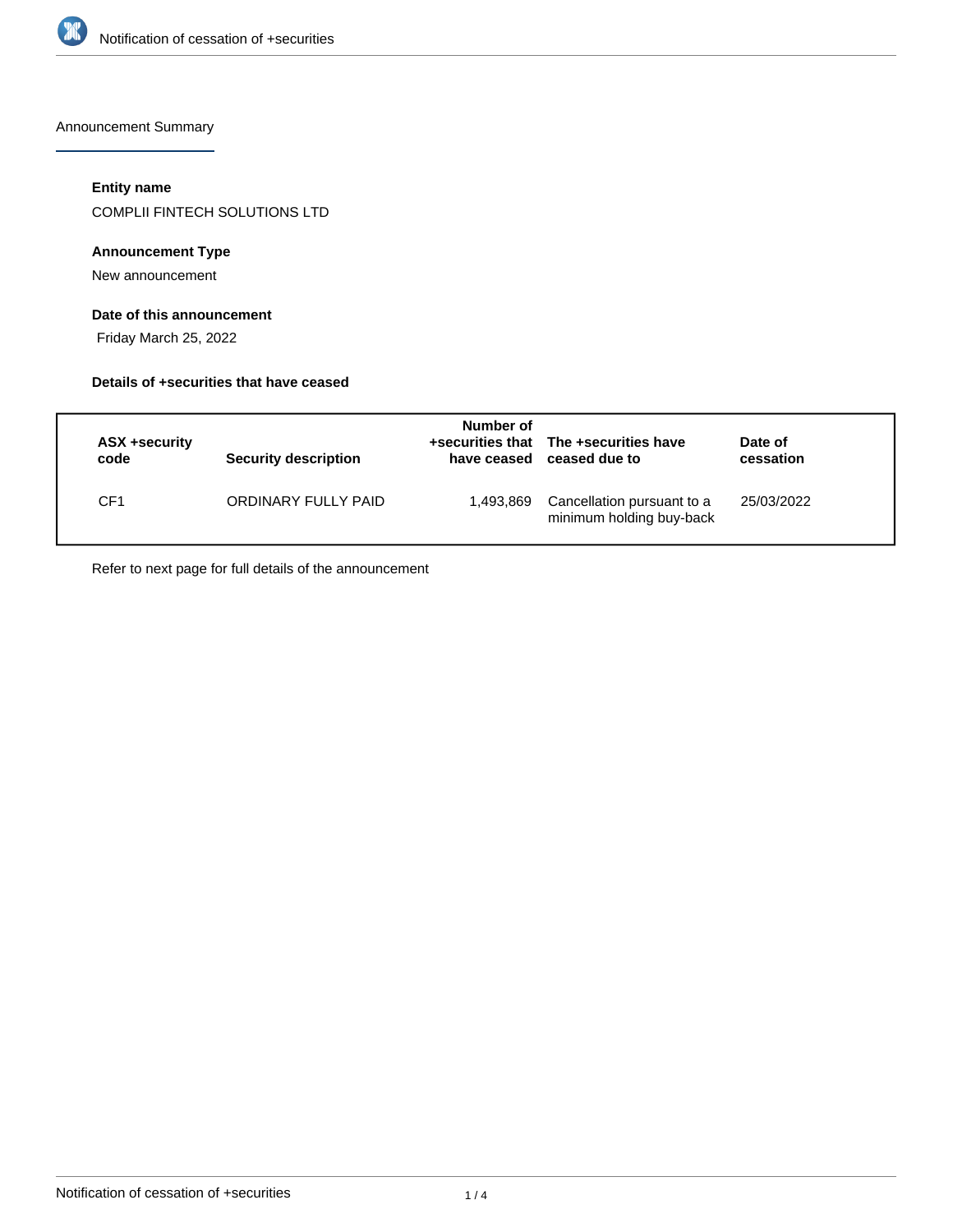Announcement Summary

**Entity name**

COMPLII FINTECH SOLUTIONS LTD

**Announcement Type**

New announcement

**Date of this announcement**

Friday March 25, 2022

**Details of +securities that have ceased**

| ASX +security code | Security description | Number of +securities that have ceased | The +securities have ceased due to | Date of cessation |
|---|---|---|---|---|
| CF1 | ORDINARY FULLY PAID | 1,493,869 | Cancellation pursuant to a minimum holding buy-back | 25/03/2022 |

Refer to next page for full details of the announcement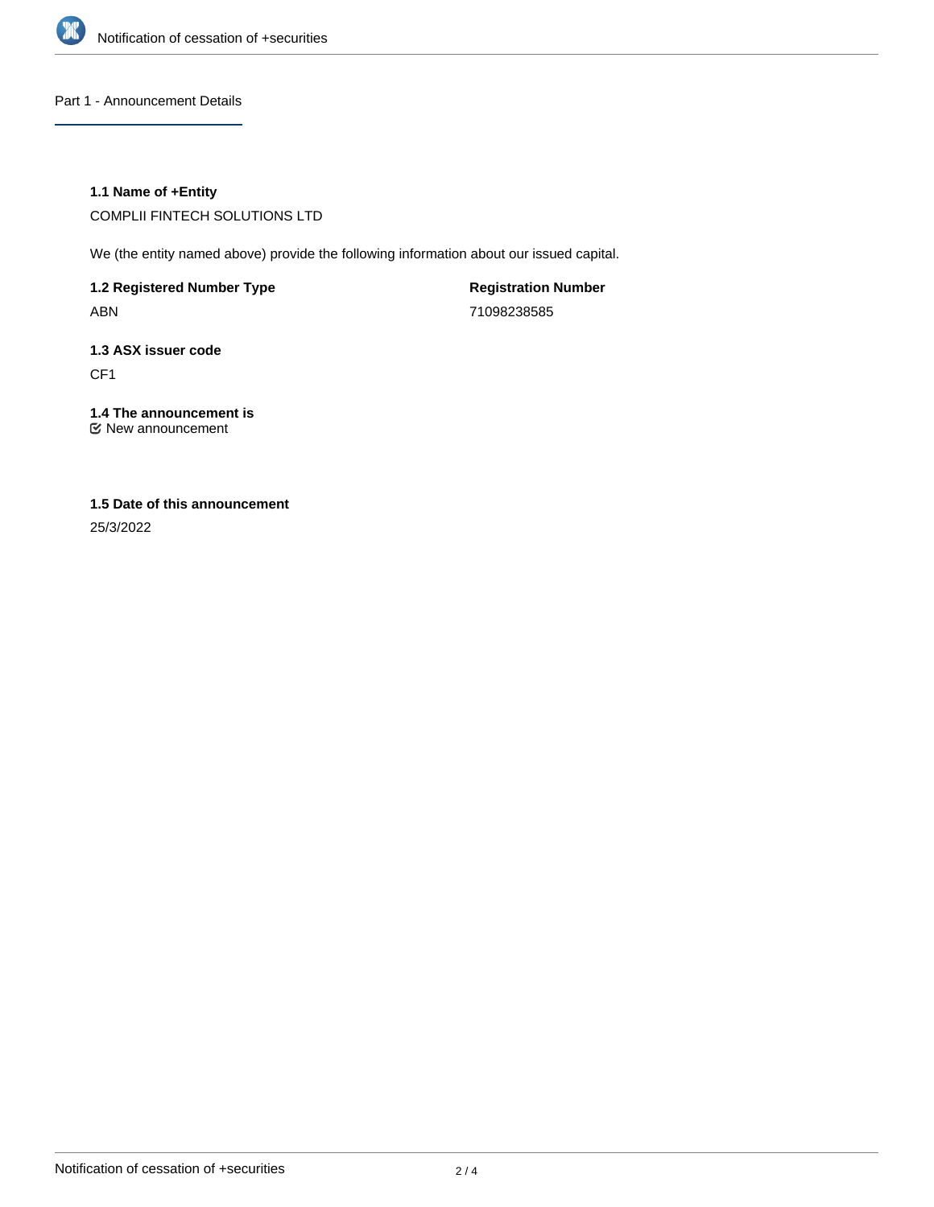## Part 1 - Announcement Details

### 1.1 Name of +Entity

COMPLII FINTECH SOLUTIONS LTD

We (the entity named above) provide the following information about our issued capital.

| 1.2 Registered Number Type | Registration Number |
| --- | --- |
| ABN | 71098238585 |

### 1.3 ASX issuer code

CF1

### 1.4 The announcement is

☑ New announcement

### 1.5 Date of this announcement

25/3/2022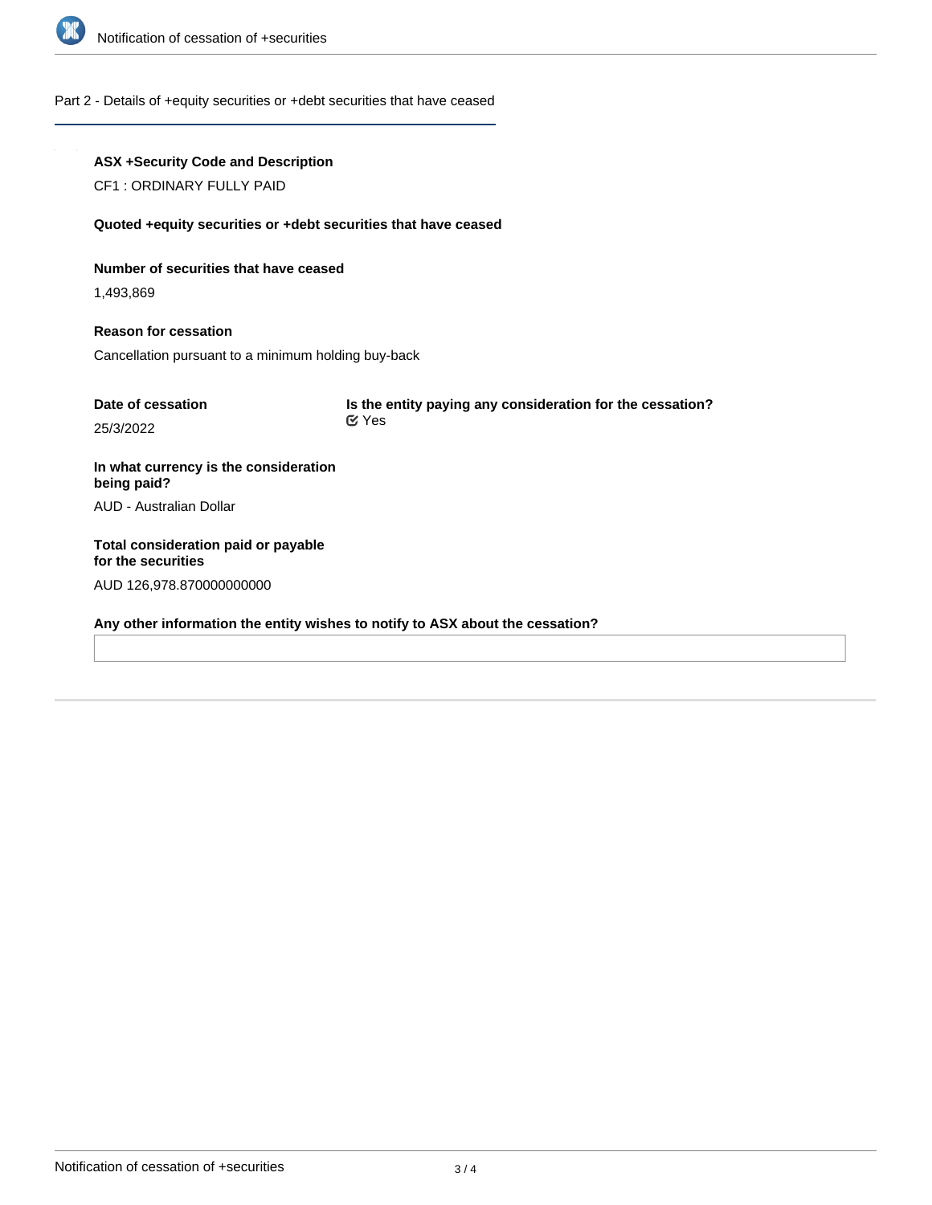## Part 2 - Details of +equity securities or +debt securities that have ceased

**ASX +Security Code and Description**

CF1 : ORDINARY FULLY PAID

**Quoted +equity securities or +debt securities that have ceased**

**Number of securities that have ceased**

1,493,869

**Reason for cessation**

Cancellation pursuant to a minimum holding buy-back

**Date of cessation**

25/3/2022

**Is the entity paying any consideration for the cessation?**

Yes

**In what currency is the consideration being paid?**

AUD - Australian Dollar

**Total consideration paid or payable for the securities**

AUD 126,978.870000000000

**Any other information the entity wishes to notify to ASX about the cessation?**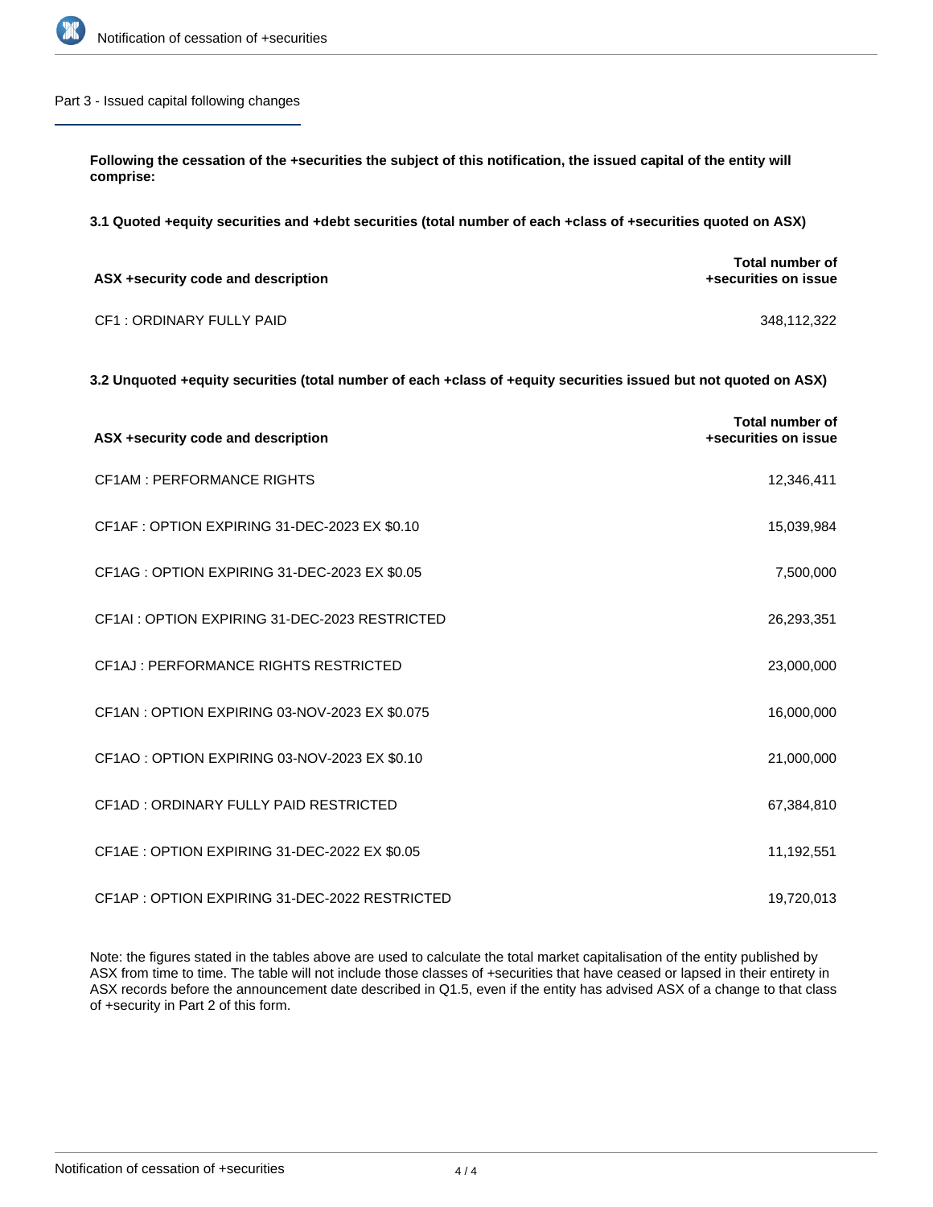## Part 3 - Issued capital following changes

**Following the cessation of the +securities the subject of this notification, the issued capital of the entity will comprise:**

**3.1 Quoted +equity securities and +debt securities (total number of each +class of +securities quoted on ASX)**

| ASX +security code and description | Total number of +securities on issue |
|---|---|
| CF1 : ORDINARY FULLY PAID | 348,112,322 |

**3.2 Unquoted +equity securities (total number of each +class of +equity securities issued but not quoted on ASX)**

| ASX +security code and description | Total number of +securities on issue |
|---|---|
| CF1AM : PERFORMANCE RIGHTS | 12,346,411 |
| CF1AF : OPTION EXPIRING 31-DEC-2023 EX $0.10 | 15,039,984 |
| CF1AG : OPTION EXPIRING 31-DEC-2023 EX $0.05 | 7,500,000 |
| CF1AI : OPTION EXPIRING 31-DEC-2023 RESTRICTED | 26,293,351 |
| CF1AJ : PERFORMANCE RIGHTS RESTRICTED | 23,000,000 |
| CF1AN : OPTION EXPIRING 03-NOV-2023 EX $0.075 | 16,000,000 |
| CF1AO : OPTION EXPIRING 03-NOV-2023 EX $0.10 | 21,000,000 |
| CF1AD : ORDINARY FULLY PAID RESTRICTED | 67,384,810 |
| CF1AE : OPTION EXPIRING 31-DEC-2022 EX $0.05 | 11,192,551 |
| CF1AP : OPTION EXPIRING 31-DEC-2022 RESTRICTED | 19,720,013 |

Note: the figures stated in the tables above are used to calculate the total market capitalisation of the entity published by ASX from time to time. The table will not include those classes of +securities that have ceased or lapsed in their entirety in ASX records before the announcement date described in Q1.5, even if the entity has advised ASX of a change to that class of +security in Part 2 of this form.